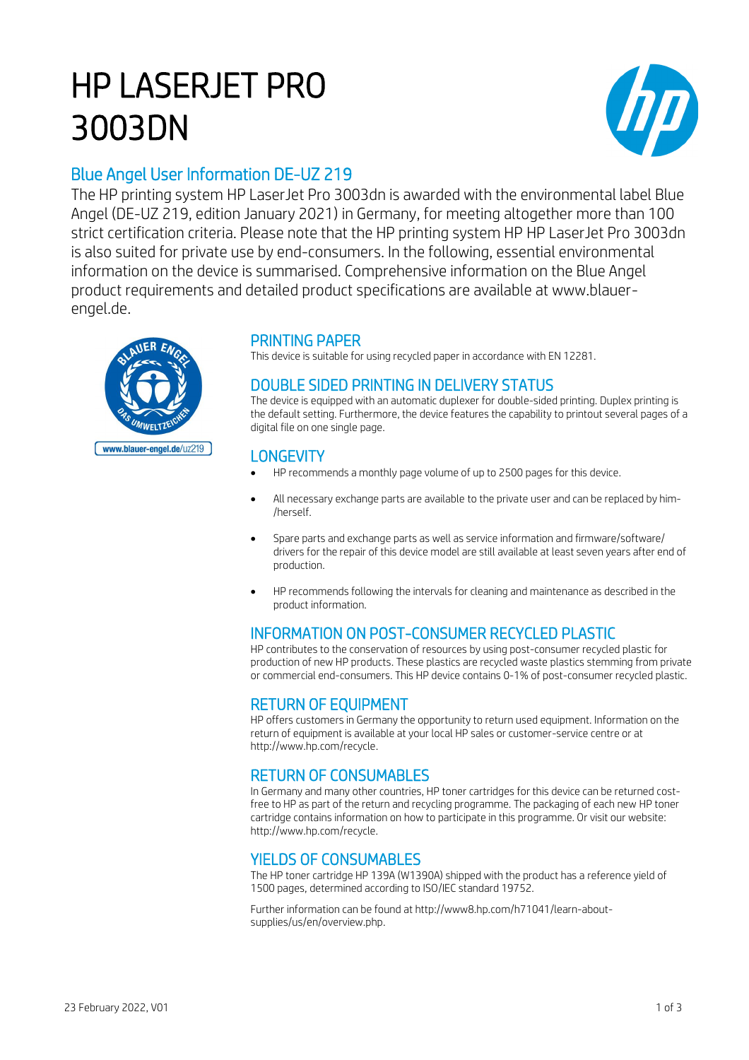# HP LASERJET PRO 3003DN

## Blue Angel User Information DE-UZ 219

The HP printing system HP LaserJet Pro 3003dn is awarded with the environmental label Blue Angel (DE-UZ 219, edition January 2021) in Germany, for meeting altogether more than 100 strict certification criteria. Please note that the HP printing system HP HP LaserJet Pro 3003dn is also suited for private use by end-consumers. In the following, essential environmental information on the device is summarised. Comprehensive information on the Blue Angel product requirements and detailed product specifications are available at www.blauer-engel.de.

### PRINTING PAPER

This device is suitable for using recycled paper in accordance with EN 12281.

### DOUBLE SIDED PRINTING IN DELIVERY STATUS

The device is equipped with an automatic duplexer for double-sided printing. Duplex printing is the default setting. Furthermore, the device features the capability to printout several pages of a digital file on one single page.

### LONGEVITY

- HP recommends a monthly page volume of up to 2500 pages for this device.
- All necessary exchange parts are available to the private user and can be replaced by him-/herself.
- Spare parts and exchange parts as well as service information and firmware/software/ drivers for the repair of this device model are still available at least seven years after end of production.
- HP recommends following the intervals for cleaning and maintenance as described in the product information.

### INFORMATION ON POST-CONSUMER RECYCLED PLASTIC

HP contributes to the conservation of resources by using post-consumer recycled plastic for production of new HP products. These plastics are recycled waste plastics stemming from private or commercial end-consumers. This HP device contains 0-1% of post-consumer recycled plastic.

### RETURN OF EQUIPMENT

HP offers customers in Germany the opportunity to return used equipment. Information on the return of equipment is available at your local HP sales or customer-service centre or at http://www.hp.com/recycle.

### RETURN OF CONSUMABLES

In Germany and many other countries, HP toner cartridges for this device can be returned cost-free to HP as part of the return and recycling programme. The packaging of each new HP toner cartridge contains information on how to participate in this programme. Or visit our website: http://www.hp.com/recycle.

### YIELDS OF CONSUMABLES

The HP toner cartridge HP 139A (W1390A) shipped with the product has a reference yield of 1500 pages, determined according to ISO/IEC standard 19752.

Further information can be found at http://www8.hp.com/h71041/learn-about-supplies/us/en/overview.php.

23 February 2022, V01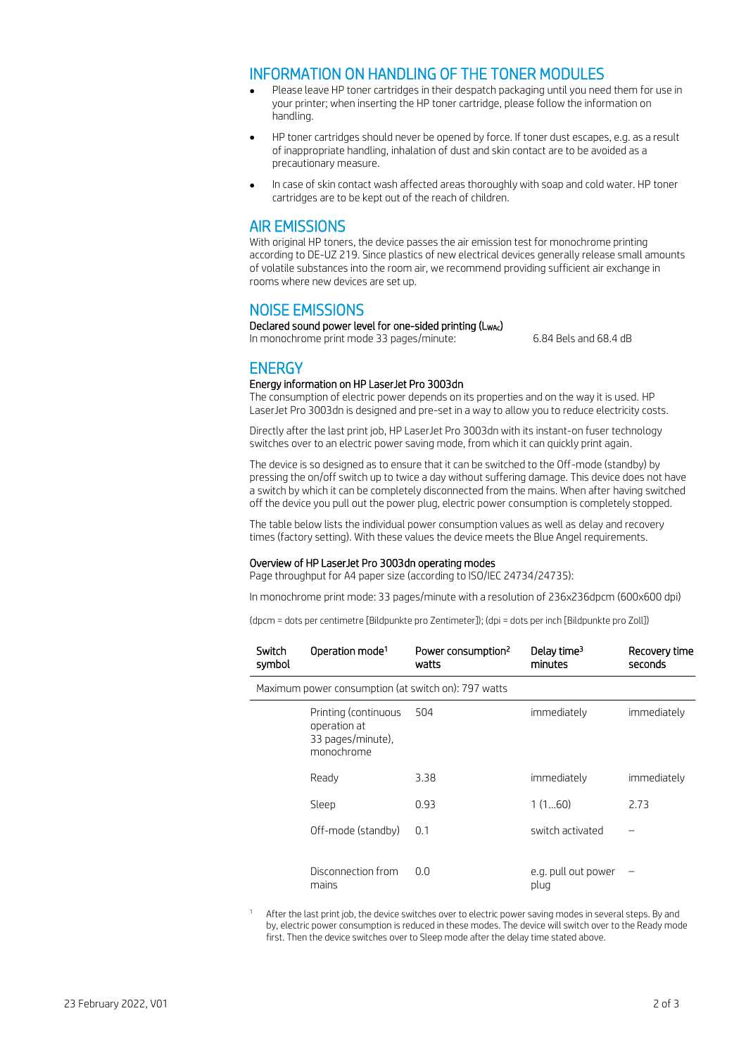## INFORMATION ON HANDLING OF THE TONER MODULES

- Please leave HP toner cartridges in their despatch packaging until you need them for use in your printer; when inserting the HP toner cartridge, please follow the information on handling.
- HP toner cartridges should never be opened by force. If toner dust escapes, e.g. as a result of inappropriate handling, inhalation of dust and skin contact are to be avoided as a precautionary measure.
- In case of skin contact wash affected areas thoroughly with soap and cold water. HP toner cartridges are to be kept out of the reach of children.

## AIR EMISSIONS

With original HP toners, the device passes the air emission test for monochrome printing according to DE-UZ 219. Since plastics of new electrical devices generally release small amounts of volatile substances into the room air, we recommend providing sufficient air exchange in rooms where new devices are set up.

## NOISE EMISSIONS

**Declared sound power level for one-sided printing ($L_{WAc}$)**

In monochrome print mode 33 pages/minute: 6.84 Bels and 68.4 dB

## ENERGY

**Energy information on HP LaserJet Pro 3003dn**

The consumption of electric power depends on its properties and on the way it is used. HP LaserJet Pro 3003dn is designed and pre-set in a way to allow you to reduce electricity costs.

Directly after the last print job, HP LaserJet Pro 3003dn with its instant-on fuser technology switches over to an electric power saving mode, from which it can quickly print again.

The device is so designed as to ensure that it can be switched to the Off-mode (standby) by pressing the on/off switch up to twice a day without suffering damage. This device does not have a switch by which it can be completely disconnected from the mains. When after having switched off the device you pull out the power plug, electric power consumption is completely stopped.

The table below lists the individual power consumption values as well as delay and recovery times (factory setting). With these values the device meets the Blue Angel requirements.

**Overview of HP LaserJet Pro 3003dn operating modes**

Page throughput for A4 paper size (according to ISO/IEC 24734/24735):

In monochrome print mode: 33 pages/minute with a resolution of 236x236dpcm (600x600 dpi)

(dpcm = dots per centimetre [Bildpunkte pro Zentimeter]); (dpi = dots per inch [Bildpunkte pro Zoll])

| Switch symbol | Operation mode[1] | Power consumption[2] watts | Delay time[3] minutes | Recovery time seconds |
|---|---|---|---|---|
| Maximum power consumption (at switch on): 797 watts | | | | |
| | Printing (continuous operation at 33 pages/minute), monochrome | 504 | immediately | immediately |
| | Ready | 3.38 | immediately | immediately |
| | Sleep | 0.93 | 1 (1...60) | 2.73 |
| | Off-mode (standby) | 0.1 | switch activated | – |
| | Disconnection from mains | 0.0 | e.g. pull out power plug | – |

[1] After the last print job, the device switches over to electric power saving modes in several steps. By and by, electric power consumption is reduced in these modes. The device will switch over to the Ready mode first. Then the device switches over to Sleep mode after the delay time stated above.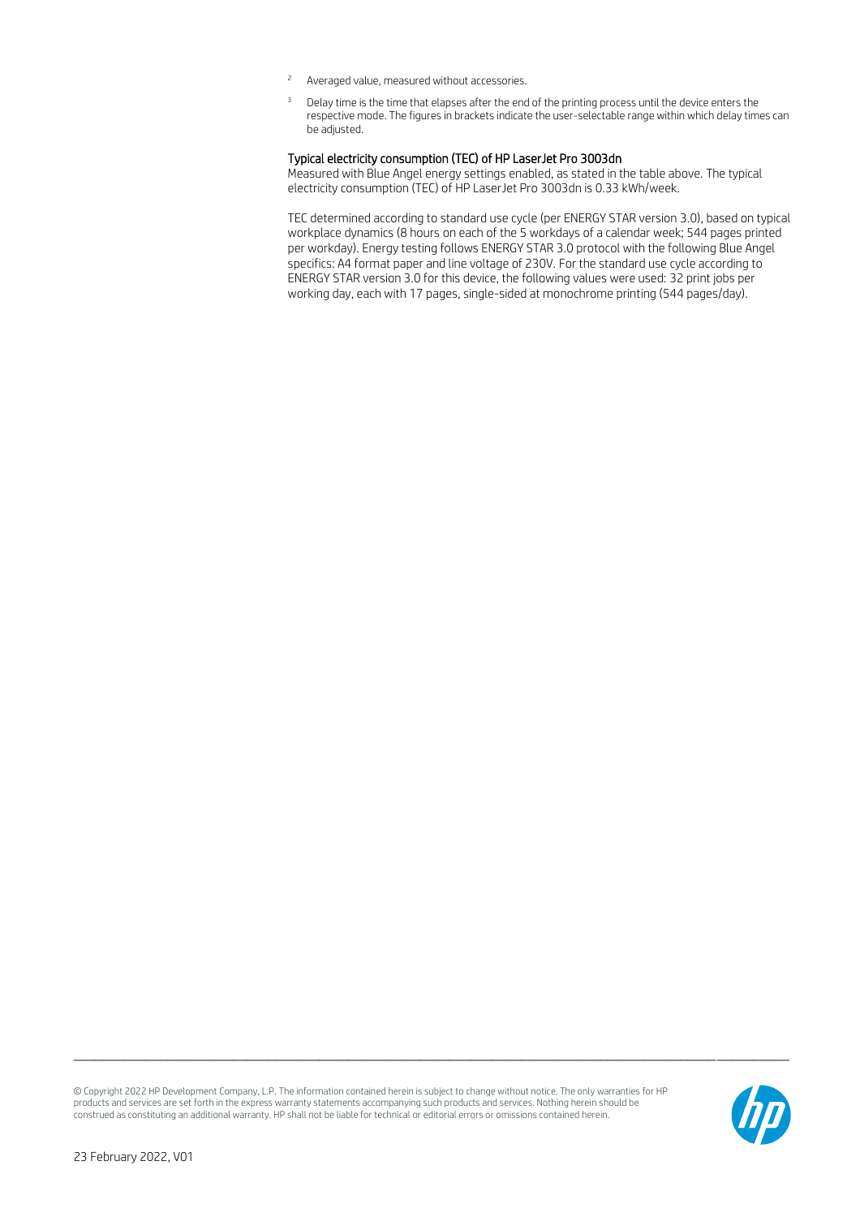[2] Averaged value, measured without accessories.

[3] Delay time is the time that elapses after the end of the printing process until the device enters the respective mode. The figures in brackets indicate the user-selectable range within which delay times can be adjusted.

### Typical electricity consumption (TEC) of HP LaserJet Pro 3003dn

Measured with Blue Angel energy settings enabled, as stated in the table above. The typical electricity consumption (TEC) of HP LaserJet Pro 3003dn is 0.33 kWh/week.

TEC determined according to standard use cycle (per ENERGY STAR version 3.0), based on typical workplace dynamics (8 hours on each of the 5 workdays of a calendar week; 544 pages printed per workday). Energy testing follows ENERGY STAR 3.0 protocol with the following Blue Angel specifics: A4 format paper and line voltage of 230V. For the standard use cycle according to ENERGY STAR version 3.0 for this device, the following values were used: 32 print jobs per working day, each with 17 pages, single-sided at monochrome printing (544 pages/day).

© Copyright 2022 HP Development Company, L.P. The information contained herein is subject to change without notice. The only warranties for HP products and services are set forth in the express warranty statements accompanying such products and services. Nothing herein should be construed as constituting an additional warranty. HP shall not be liable for technical or editorial errors or omissions contained herein.

23 February 2022, V01